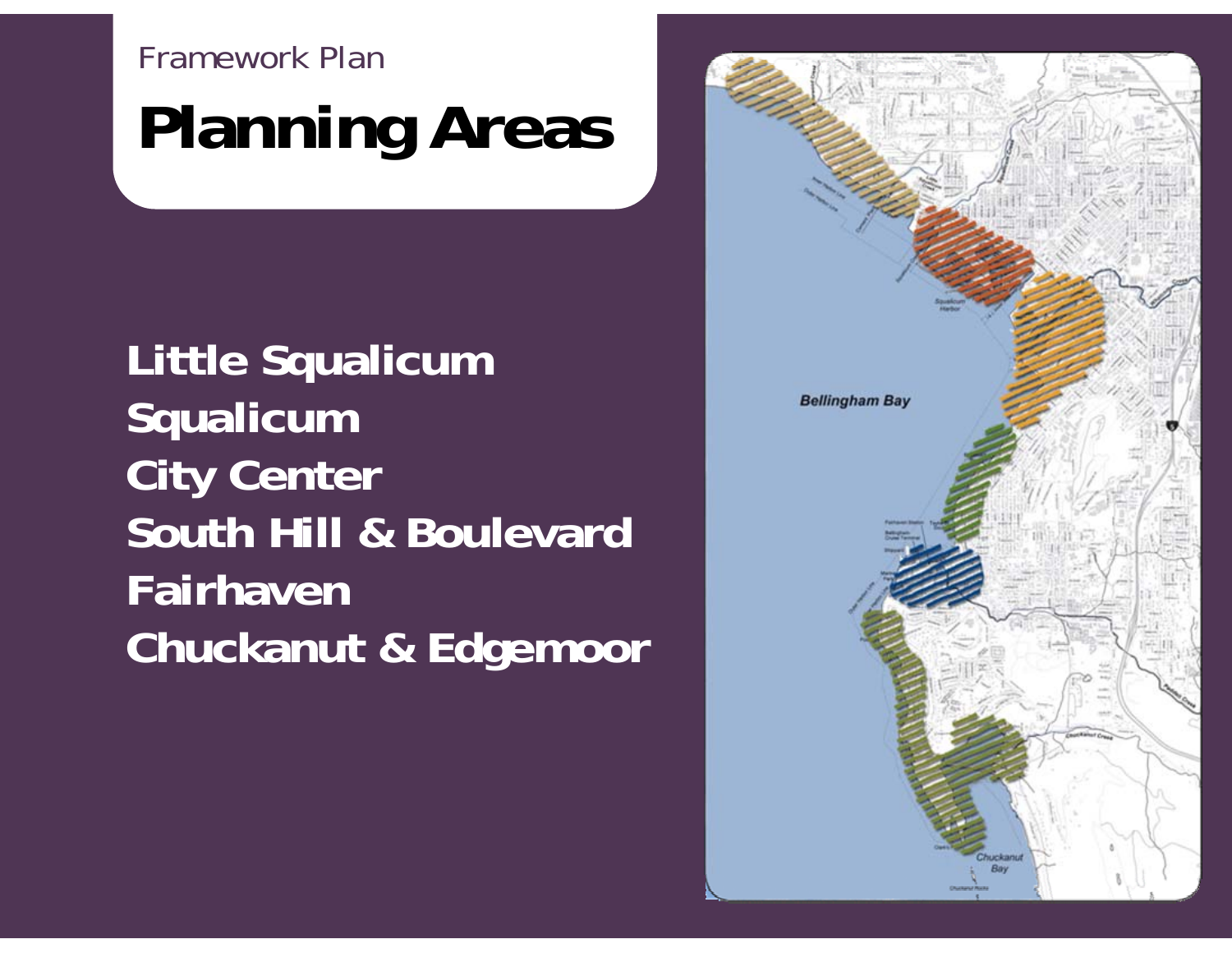Framework Plan

# Planning Areas

**Little Squalicum**
**Squalicum**
**City Center**
**South Hill & Boulevard**
**Fairhaven**
**Chuckanut & Edgemoor**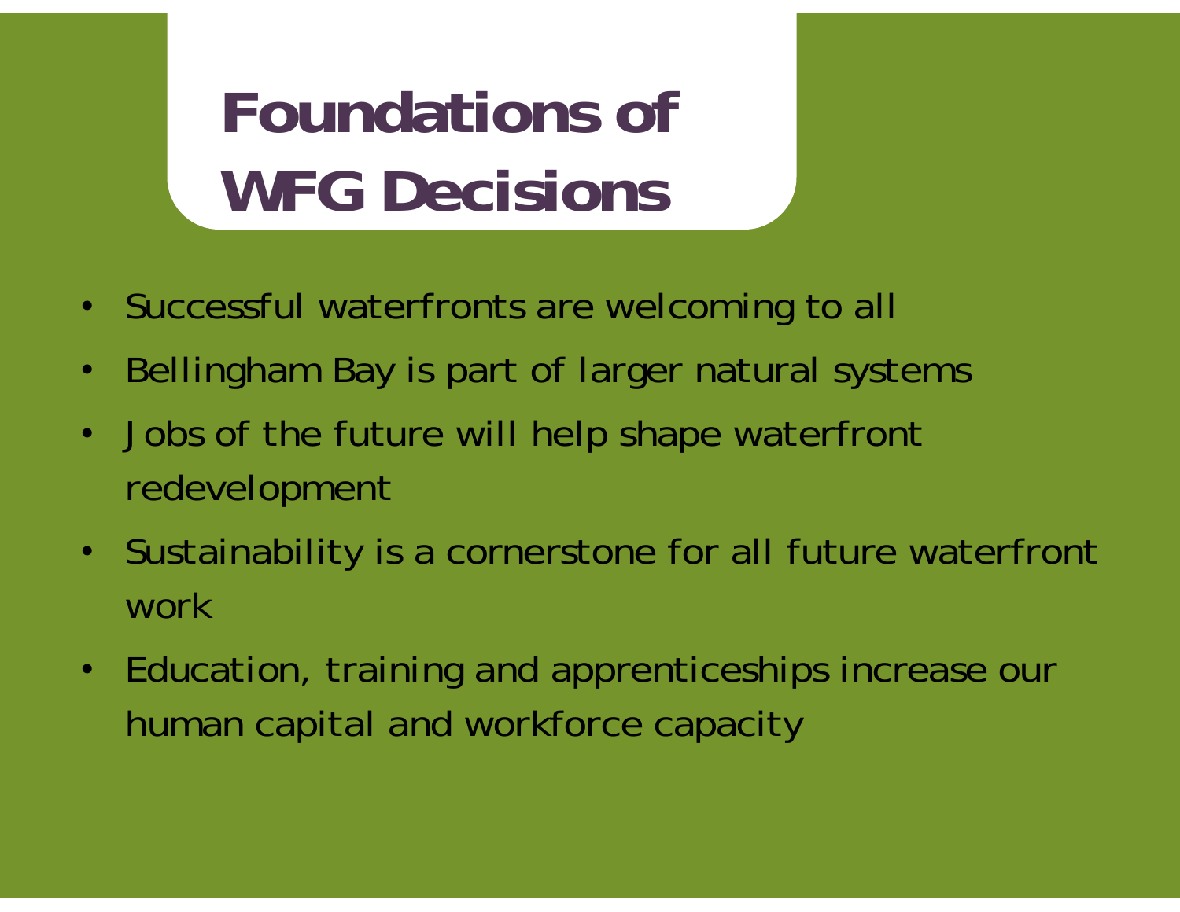# Foundations of WFG Decisions

- Successful waterfronts are welcoming to all
- Bellingham Bay is part of larger natural systems
- Jobs of the future will help shape waterfront redevelopment
- Sustainability is a cornerstone for all future waterfront work
- Education, training and apprenticeships increase our human capital and workforce capacity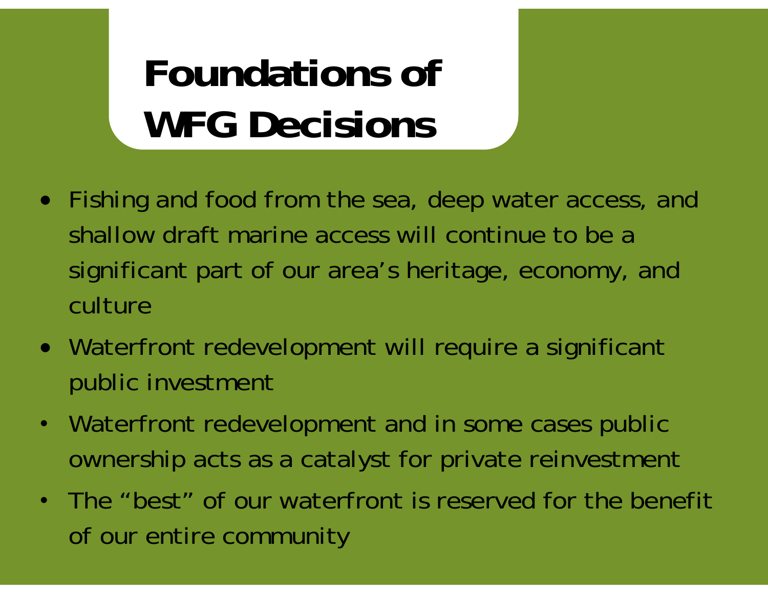# Foundations of WFG Decisions

- Fishing and food from the sea, deep water access, and shallow draft marine access will continue to be a significant part of our area's heritage, economy, and culture
- Waterfront redevelopment will require a significant public investment
- Waterfront redevelopment and in some cases public ownership acts as a catalyst for private reinvestment
- The "best" of our waterfront is reserved for the benefit of our entire community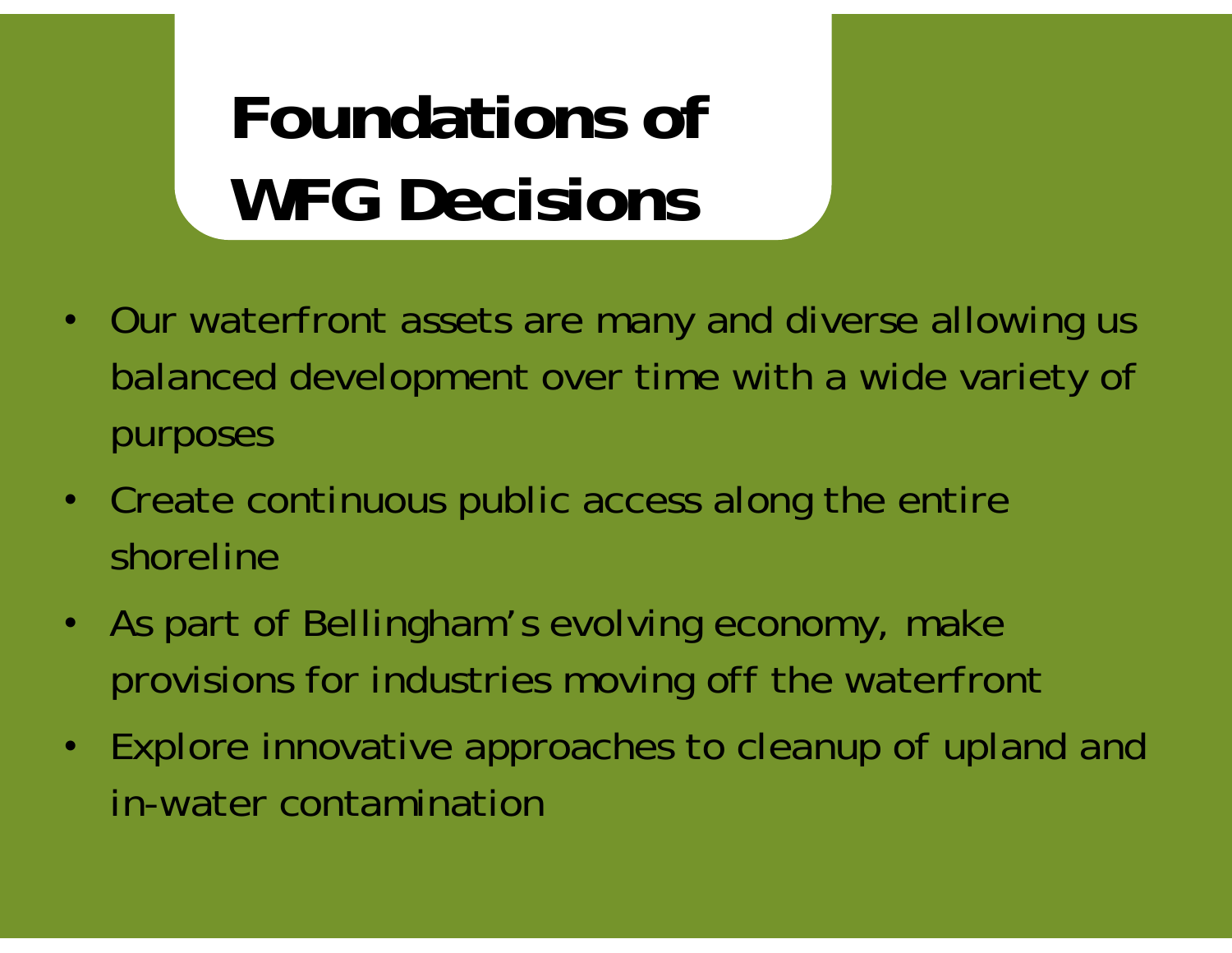# Foundations of WFG Decisions

- Our waterfront assets are many and diverse allowing us balanced development over time with a wide variety of purposes
- Create continuous public access along the entire shoreline
- As part of Bellingham's evolving economy, make provisions for industries moving off the waterfront
- Explore innovative approaches to cleanup of upland and in-water contamination